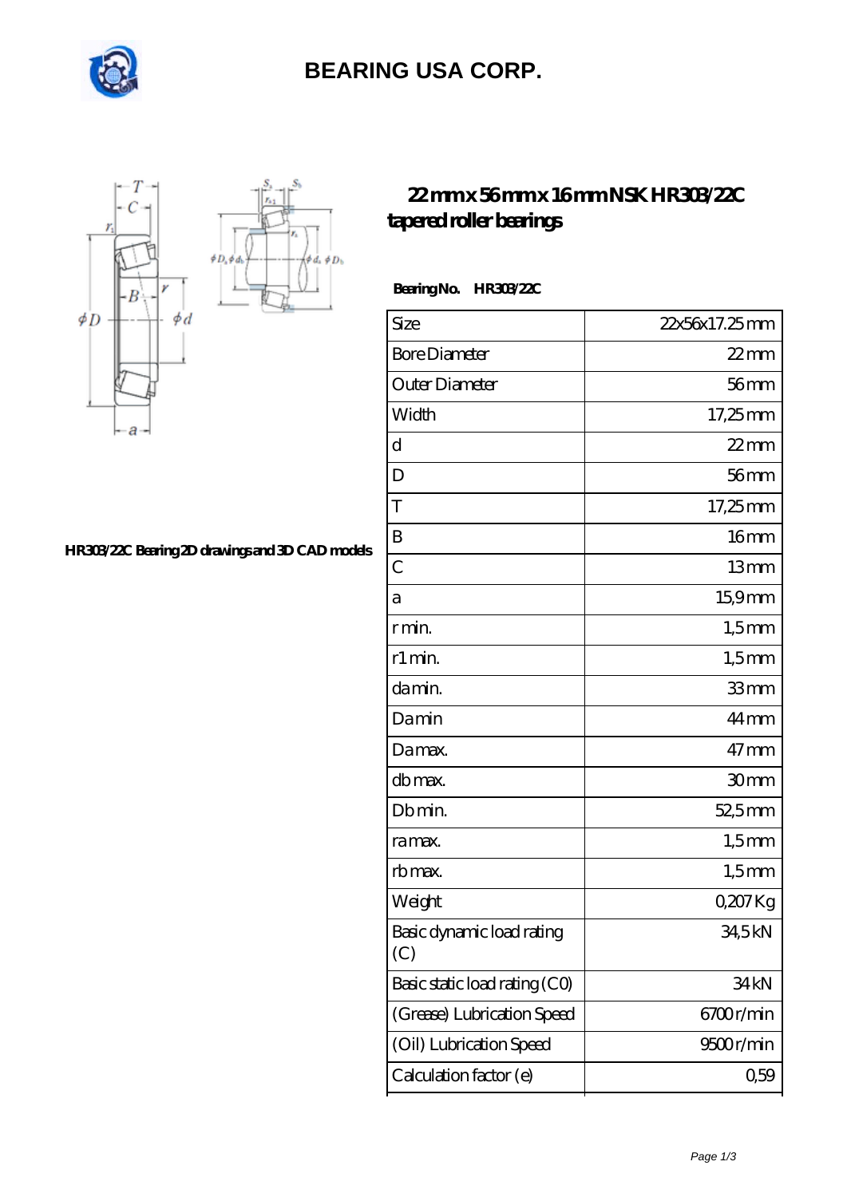# BEARING USA CORP.

## 22 mm x 56 mm x 16 mm NSK HR303/22C tapered roller bearings

HR303/22C Bearing 2D drawings and 3D CAD models

**Bearing No. HR303/22C**

| Size | 22x56x17.25 mm |
|---|---|
| Bore Diameter | 22 mm |
| Outer Diameter | 56 mm |
| Width | 17,25 mm |
| d | 22 mm |
| D | 56 mm |
| T | 17,25 mm |
| B | 16 mm |
| C | 13 mm |
| a | 15,9 mm |
| r min. | 1,5 mm |
| r1 min. | 1,5 mm |
| da min. | 33 mm |
| Da min | 44 mm |
| Da max. | 47 mm |
| db max. | 30 mm |
| Db min. | 52,5 mm |
| ra max. | 1,5 mm |
| rb max. | 1,5 mm |
| Weight | 0,207 Kg |
| Basic dynamic load rating (C) | 34,5 kN |
| Basic static load rating (C0) | 34 kN |
| (Grease) Lubrication Speed | 6700 r/min |
| (Oil) Lubrication Speed | 9500 r/min |
| Calculation factor (e) | 0,59 |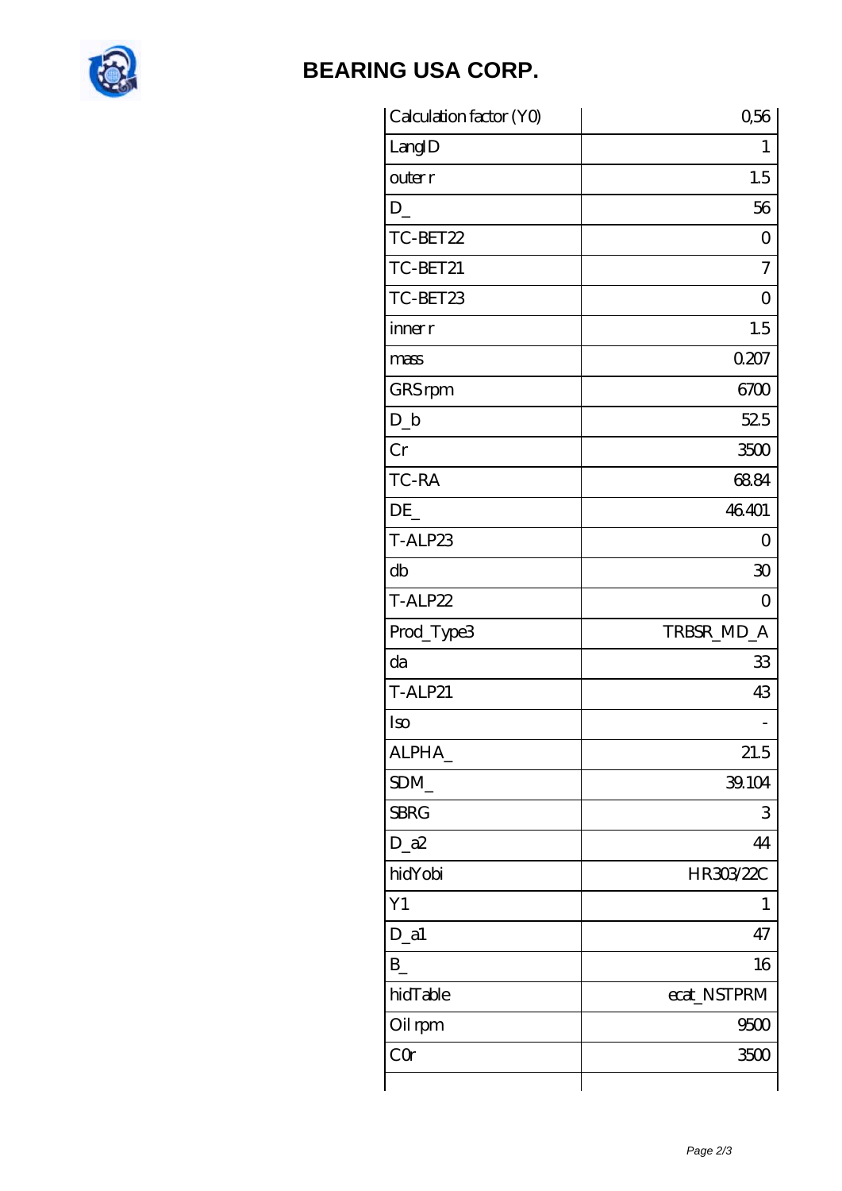## BEARING USA CORP.

| Calculation factor (Y0) | 0,56 |
|---|---|
| LangID | 1 |
| outer r | 1.5 |
| D_ | 56 |
| TC-BET22 | 0 |
| TC-BET21 | 7 |
| TC-BET23 | 0 |
| inner r | 1.5 |
| mass | 0.207 |
| GRS rpm | 6700 |
| D_b | 52.5 |
| Cr | 3500 |
| TC-RA | 68.84 |
| DE_ | 46.401 |
| T-ALP23 | 0 |
| db | 30 |
| T-ALP22 | 0 |
| Prod_Type3 | TRBSR_MD_A |
| da | 33 |
| T-ALP21 | 43 |
| Iso | - |
| ALPHA_ | 21.5 |
| SDM_ | 39.104 |
| SBRG | 3 |
| D_a2 | 44 |
| hidYobi | HR303/22C |
| Y1 | 1 |
| D_a1 | 47 |
| B_ | 16 |
| hidTable | ecat_NSTPRM |
| Oil rpm | 9500 |
| C0r | 3500 |
| | |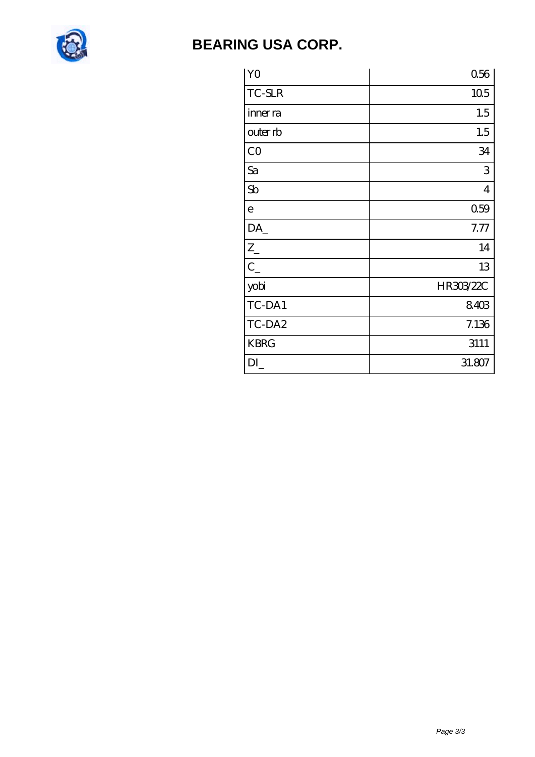| | |
|---|---|
| Y0 | 0.56 |
| TC-SLR | 10.5 |
| inner ra | 1.5 |
| outer rb | 1.5 |
| C0 | 34 |
| Sa | 3 |
| Sb | 4 |
| e | 0.59 |
| DA_ | 7.77 |
| Z_ | 14 |
| C_ | 13 |
| yobi | HR303/22C |
| TC-DA1 | 8.403 |
| TC-DA2 | 7.136 |
| KBRG | 3111 |
| DI_ | 31.807 |